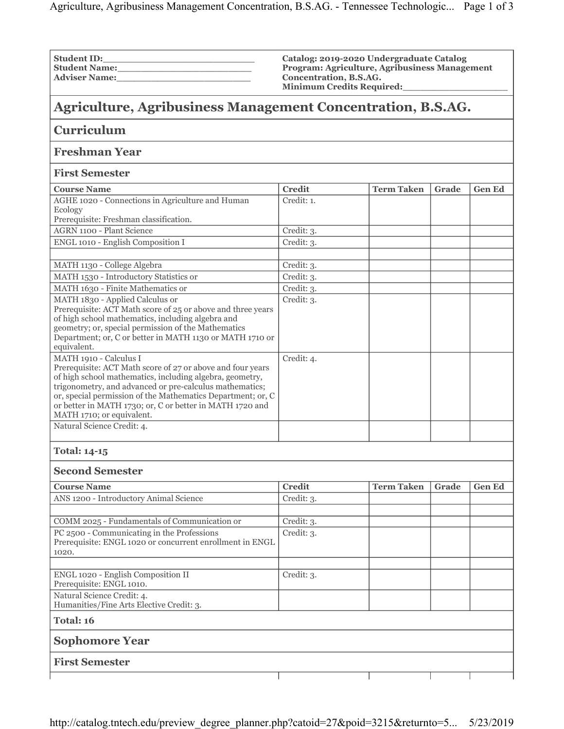| Student ID:\_\_\_\_\_\_\_\_\_\_\_\_\_\_\_\_\_\_\_\_\_\_\_\_\_\_ Student Name:\_\_\_\_\_\_\_\_\_\_\_\_\_\_\_\_\_\_\_\_\_\_\_\_ Adviser Name:\_\_\_\_\_\_\_\_\_\_\_\_\_\_\_\_\_\_\_\_\_\_\_\_ | Catalog: 2019-2020 Undergraduate Catalog Program: Agriculture, Agribusiness Management Concentration, B.S.AG. Minimum Credits Required:\_\_\_\_\_\_\_\_\_\_\_\_\_\_\_\_\_\_ |
|---|---|

# Agriculture, Agribusiness Management Concentration, B.S.AG.

## Curriculum

### Freshman Year

#### First Semester

| Course Name | Credit | Term Taken | Grade | Gen Ed |
|---|---|---|---|---|
| AGHE 1020 - Connections in Agriculture and Human Ecology<br>Prerequisite: Freshman classification. | Credit: 1. | | | |
| AGRN 1100 - Plant Science | Credit: 3. | | | |
| ENGL 1010 - English Composition I | Credit: 3. | | | |
| | | | | |
| MATH 1130 - College Algebra | Credit: 3. | | | |
| MATH 1530 - Introductory Statistics or | Credit: 3. | | | |
| MATH 1630 - Finite Mathematics or | Credit: 3. | | | |
| MATH 1830 - Applied Calculus or<br>Prerequisite: ACT Math score of 25 or above and three years of high school mathematics, including algebra and geometry; or, special permission of the Mathematics Department; or, C or better in MATH 1130 or MATH 1710 or equivalent. | Credit: 3. | | | |
| MATH 1910 - Calculus I<br>Prerequisite: ACT Math score of 27 or above and four years of high school mathematics, including algebra, geometry, trigonometry, and advanced or pre-calculus mathematics; or, special permission of the Mathematics Department; or, C or better in MATH 1730; or, C or better in MATH 1720 and MATH 1710; or equivalent. | Credit: 4. | | | |
| Natural Science Credit: 4. | | | | |

**Total: 14-15**

#### Second Semester

| Course Name | Credit | Term Taken | Grade | Gen Ed |
|---|---|---|---|---|
| ANS 1200 - Introductory Animal Science | Credit: 3. | | | |
| | | | | |
| COMM 2025 - Fundamentals of Communication or | Credit: 3. | | | |
| PC 2500 - Communicating in the Professions<br>Prerequisite: ENGL 1020 or concurrent enrollment in ENGL 1020. | Credit: 3. | | | |
| | | | | |
| ENGL 1020 - English Composition II<br>Prerequisite: ENGL 1010. | Credit: 3. | | | |
| Natural Science Credit: 4.<br>Humanities/Fine Arts Elective Credit: 3. | | | | |

**Total: 16**

### Sophomore Year

#### First Semester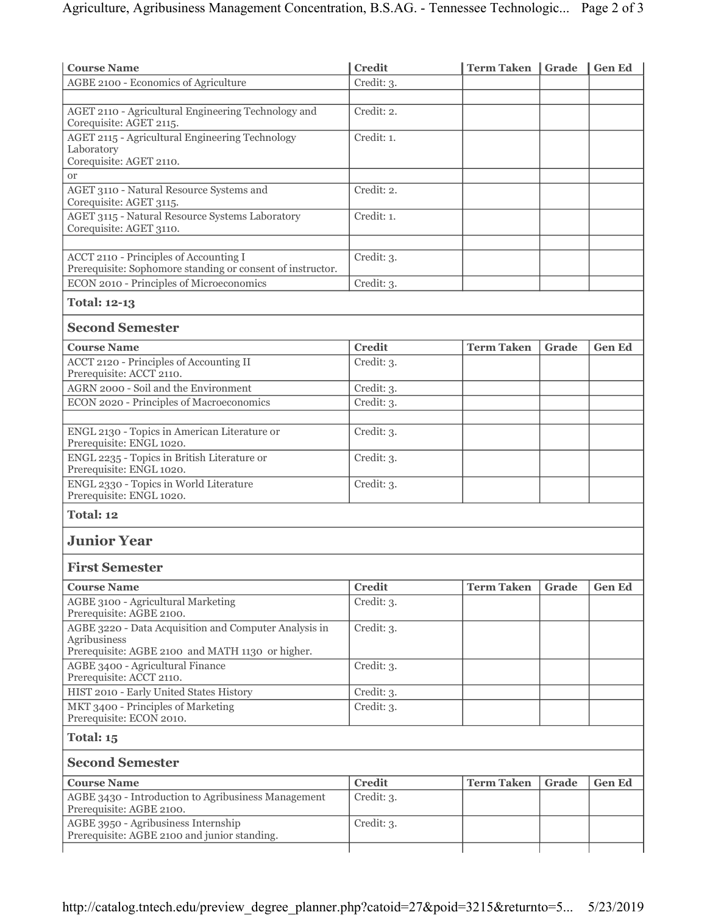| Course Name | Credit | Term Taken | Grade | Gen Ed |
|---|---|---|---|---|
| AGBE 2100 - Economics of Agriculture | Credit: 3. | | | |
| | | | | |
| AGET 2110 - Agricultural Engineering Technology and<br>Corequisite: AGET 2115. | Credit: 2. | | | |
| AGET 2115 - Agricultural Engineering Technology Laboratory<br>Corequisite: AGET 2110. | Credit: 1. | | | |
| or | | | | |
| AGET 3110 - Natural Resource Systems and<br>Corequisite: AGET 3115. | Credit: 2. | | | |
| AGET 3115 - Natural Resource Systems Laboratory<br>Corequisite: AGET 3110. | Credit: 1. | | | |
| | | | | |
| ACCT 2110 - Principles of Accounting I<br>Prerequisite: Sophomore standing or consent of instructor. | Credit: 3. | | | |
| ECON 2010 - Principles of Microeconomics | Credit: 3. | | | |

**Total: 12-13**

### Second Semester

| Course Name | Credit | Term Taken | Grade | Gen Ed |
|---|---|---|---|---|
| ACCT 2120 - Principles of Accounting II<br>Prerequisite: ACCT 2110. | Credit: 3. | | | |
| AGRN 2000 - Soil and the Environment | Credit: 3. | | | |
| ECON 2020 - Principles of Macroeconomics | Credit: 3. | | | |
| | | | | |
| ENGL 2130 - Topics in American Literature or<br>Prerequisite: ENGL 1020. | Credit: 3. | | | |
| ENGL 2235 - Topics in British Literature or<br>Prerequisite: ENGL 1020. | Credit: 3. | | | |
| ENGL 2330 - Topics in World Literature<br>Prerequisite: ENGL 1020. | Credit: 3. | | | |

**Total: 12**

## Junior Year

### First Semester

| Course Name | Credit | Term Taken | Grade | Gen Ed |
|---|---|---|---|---|
| AGBE 3100 - Agricultural Marketing<br>Prerequisite: AGBE 2100. | Credit: 3. | | | |
| AGBE 3220 - Data Acquisition and Computer Analysis in Agribusiness<br>Prerequisite: AGBE 2100 and MATH 1130 or higher. | Credit: 3. | | | |
| AGBE 3400 - Agricultural Finance<br>Prerequisite: ACCT 2110. | Credit: 3. | | | |
| HIST 2010 - Early United States History | Credit: 3. | | | |
| MKT 3400 - Principles of Marketing<br>Prerequisite: ECON 2010. | Credit: 3. | | | |

**Total: 15**

### Second Semester

| Course Name | Credit | Term Taken | Grade | Gen Ed |
|---|---|---|---|---|
| AGBE 3430 - Introduction to Agribusiness Management<br>Prerequisite: AGBE 2100. | Credit: 3. | | | |
| AGBE 3950 - Agribusiness Internship<br>Prerequisite: AGBE 2100 and junior standing. | Credit: 3. | | | |
| | | | | |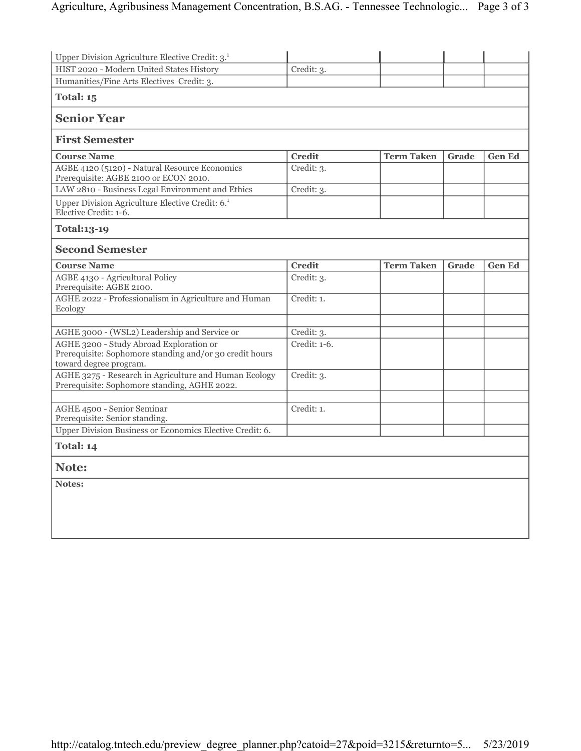| Course Name | Credit | Term Taken | Grade | Gen Ed |
|---|---|---|---|---|
| Upper Division Agriculture Elective Credit: 3.[1] | | | | |
| HIST 2020 - Modern United States History | Credit: 3. | | | |
| Humanities/Fine Arts Electives Credit: 3. | | | | |

**Total: 15**

## Senior Year

### First Semester

| Course Name | Credit | Term Taken | Grade | Gen Ed |
|---|---|---|---|---|
| AGBE 4120 (5120) - Natural Resource Economics<br>Prerequisite: AGBE 2100 or ECON 2010. | Credit: 3. | | | |
| LAW 2810 - Business Legal Environment and Ethics | Credit: 3. | | | |
| Upper Division Agriculture Elective Credit: 6.[1]<br>Elective Credit: 1-6. | | | | |

**Total:13-19**

### Second Semester

| Course Name | Credit | Term Taken | Grade | Gen Ed |
|---|---|---|---|---|
| AGBE 4130 - Agricultural Policy<br>Prerequisite: AGBE 2100. | Credit: 3. | | | |
| AGHE 2022 - Professionalism in Agriculture and Human Ecology | Credit: 1. | | | |
| | | | | |
| AGHE 3000 - (WSL2) Leadership and Service or | Credit: 3. | | | |
| AGHE 3200 - Study Abroad Exploration or<br>Prerequisite: Sophomore standing and/or 30 credit hours toward degree program. | Credit: 1-6. | | | |
| AGHE 3275 - Research in Agriculture and Human Ecology<br>Prerequisite: Sophomore standing, AGHE 2022. | Credit: 3. | | | |
| | | | | |
| AGHE 4500 - Senior Seminar<br>Prerequisite: Senior standing. | Credit: 1. | | | |
| Upper Division Business or Economics Elective Credit: 6. | | | | |

**Total: 14**

## Note:

**Notes:**